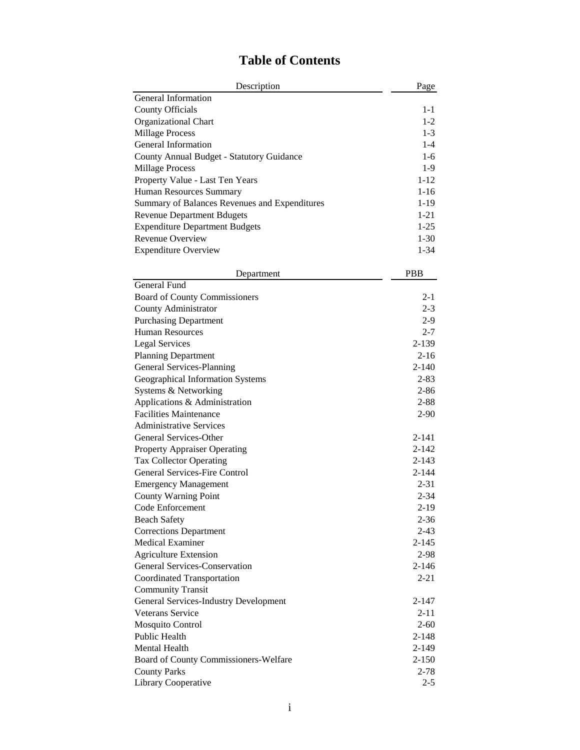# Table of Contents

| Description | Page |
|---|---|
| General Information | |
| County Officials | 1-1 |
| Organizational Chart | 1-2 |
| Millage Process | 1-3 |
| General Information | 1-4 |
| County Annual Budget - Statutory Guidance | 1-6 |
| Millage Process | 1-9 |
| Property Value - Last Ten Years | 1-12 |
| Human Resources Summary | 1-16 |
| Summary of Balances Revenues and Expenditures | 1-19 |
| Revenue Department Bdugets | 1-21 |
| Expenditure Department Budgets | 1-25 |
| Revenue Overview | 1-30 |
| Expenditure Overview | 1-34 |

| Department | PBB |
|---|---|
| General Fund | |
| Board of County Commissioners | 2-1 |
| County Administrator | 2-3 |
| Purchasing Department | 2-9 |
| Human Resources | 2-7 |
| Legal Services | 2-139 |
| Planning Department | 2-16 |
| General Services-Planning | 2-140 |
| Geographical Information Systems | 2-83 |
| Systems & Networking | 2-86 |
| Applications & Administration | 2-88 |
| Facilities Maintenance | 2-90 |
| Administrative Services | |
| General Services-Other | 2-141 |
| Property Appraiser Operating | 2-142 |
| Tax Collector Operating | 2-143 |
| General Services-Fire Control | 2-144 |
| Emergency Management | 2-31 |
| County Warning Point | 2-34 |
| Code Enforcement | 2-19 |
| Beach Safety | 2-36 |
| Corrections Department | 2-43 |
| Medical Examiner | 2-145 |
| Agriculture Extension | 2-98 |
| General Services-Conservation | 2-146 |
| Coordinated Transportation | 2-21 |
| Community Transit | |
| General Services-Industry Development | 2-147 |
| Veterans Service | 2-11 |
| Mosquito Control | 2-60 |
| Public Health | 2-148 |
| Mental Health | 2-149 |
| Board of County Commissioners-Welfare | 2-150 |
| County Parks | 2-78 |
| Library Cooperative | 2-5 |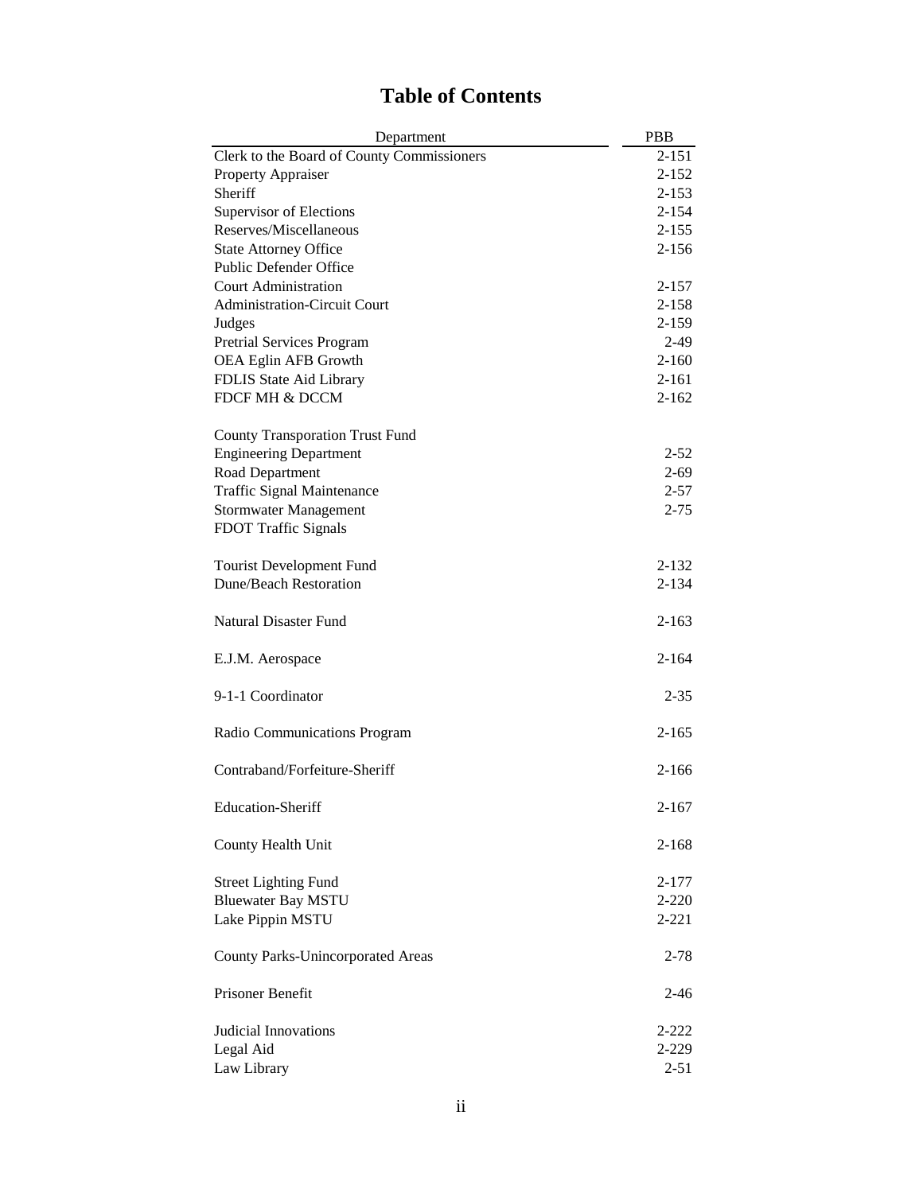# Table of Contents

| Department | PBB |
|---|---|
| Clerk to the Board of County Commissioners | 2-151 |
| Property Appraiser | 2-152 |
| Sheriff | 2-153 |
| Supervisor of Elections | 2-154 |
| Reserves/Miscellaneous | 2-155 |
| State Attorney Office | 2-156 |
| Public Defender Office | |
| Court Administration | 2-157 |
| Administration-Circuit Court | 2-158 |
| Judges | 2-159 |
| Pretrial Services Program | 2-49 |
| OEA Eglin AFB Growth | 2-160 |
| FDLIS State Aid Library | 2-161 |
| FDCF MH & DCCM | 2-162 |
| | |
| County Transporation Trust Fund | |
| Engineering Department | 2-52 |
| Road Department | 2-69 |
| Traffic Signal Maintenance | 2-57 |
| Stormwater Management | 2-75 |
| FDOT Traffic Signals | |
| | |
| Tourist Development Fund | 2-132 |
| Dune/Beach Restoration | 2-134 |
| | |
| Natural Disaster Fund | 2-163 |
| | |
| E.J.M. Aerospace | 2-164 |
| | |
| 9-1-1 Coordinator | 2-35 |
| | |
| Radio Communications Program | 2-165 |
| | |
| Contraband/Forfeiture-Sheriff | 2-166 |
| | |
| Education-Sheriff | 2-167 |
| | |
| County Health Unit | 2-168 |
| | |
| Street Lighting Fund | 2-177 |
| Bluewater Bay MSTU | 2-220 |
| Lake Pippin MSTU | 2-221 |
| | |
| County Parks-Unincorporated Areas | 2-78 |
| | |
| Prisoner Benefit | 2-46 |
| | |
| Judicial Innovations | 2-222 |
| Legal Aid | 2-229 |
| Law Library | 2-51 |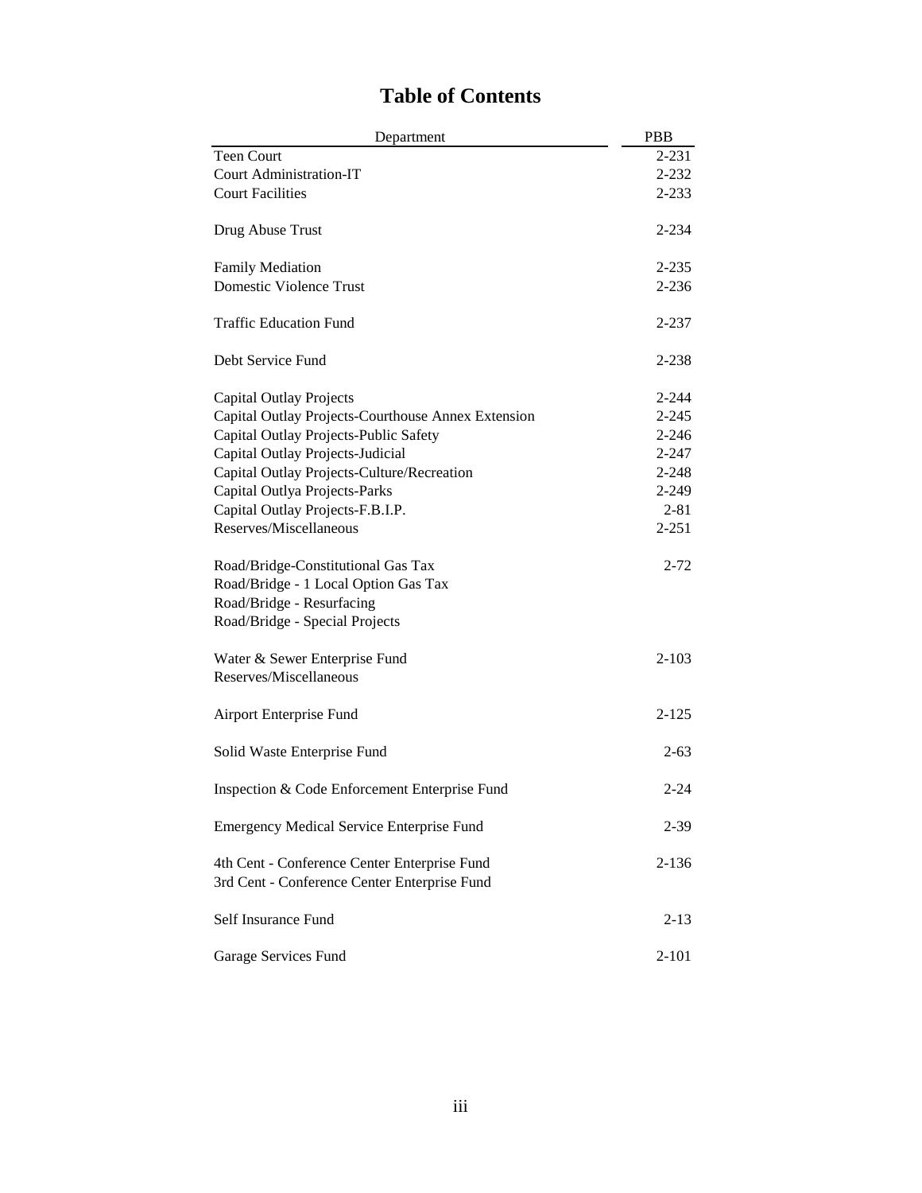# Table of Contents

| Department | PBB |
| --- | --- |
| Teen Court | 2-231 |
| Court Administration-IT | 2-232 |
| Court Facilities | 2-233 |
| | |
| Drug Abuse Trust | 2-234 |
| | |
| Family Mediation | 2-235 |
| Domestic Violence Trust | 2-236 |
| | |
| Traffic Education Fund | 2-237 |
| | |
| Debt Service Fund | 2-238 |
| | |
| Capital Outlay Projects | 2-244 |
| Capital Outlay Projects-Courthouse Annex Extension | 2-245 |
| Capital Outlay Projects-Public Safety | 2-246 |
| Capital Outlay Projects-Judicial | 2-247 |
| Capital Outlay Projects-Culture/Recreation | 2-248 |
| Capital Outlya Projects-Parks | 2-249 |
| Capital Outlay Projects-F.B.I.P. | 2-81 |
| Reserves/Miscellaneous | 2-251 |
| | |
| Road/Bridge-Constitutional Gas Tax | 2-72 |
| Road/Bridge - 1 Local Option Gas Tax | |
| Road/Bridge - Resurfacing | |
| Road/Bridge - Special Projects | |
| | |
| Water & Sewer Enterprise Fund | 2-103 |
| Reserves/Miscellaneous | |
| | |
| Airport Enterprise Fund | 2-125 |
| | |
| Solid Waste Enterprise Fund | 2-63 |
| | |
| Inspection & Code Enforcement Enterprise Fund | 2-24 |
| | |
| Emergency Medical Service Enterprise Fund | 2-39 |
| | |
| 4th Cent - Conference Center Enterprise Fund | 2-136 |
| 3rd Cent - Conference Center Enterprise Fund | |
| | |
| Self Insurance Fund | 2-13 |
| | |
| Garage Services Fund | 2-101 |